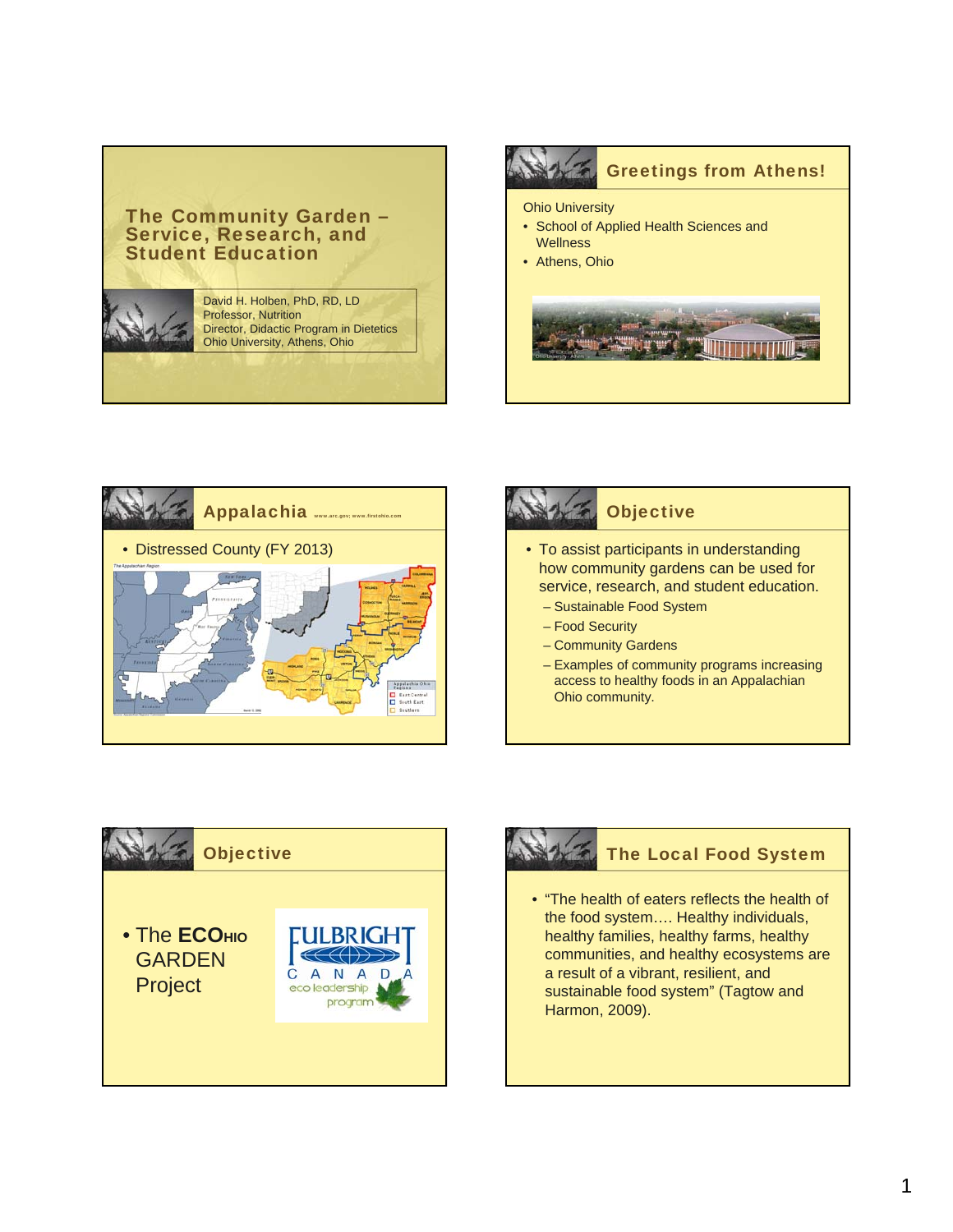# The Community Garden – Service, Research, and Student Education

David H. Holben, PhD, RD, LD
Professor, Nutrition
Director, Didactic Program in Dietetics
Ohio University, Athens, Ohio

## Greetings from Athens!

Ohio University

- School of Applied Health Sciences and Wellness
- Athens, Ohio

## Appalachia

www.arc.gov; www.firstohio.com

- Distressed County (FY 2013)

## Objective

- To assist participants in understanding how community gardens can be used for service, research, and student education.
  - Sustainable Food System
  - Food Security
  - Community Gardens
  - Examples of community programs increasing access to healthy foods in an Appalachian Ohio community.

## Objective

- The **ECOHIO** GARDEN Project

FULBRIGHT CANADA eco leadership program

## The Local Food System

- "The health of eaters reflects the health of the food system…. Healthy individuals, healthy families, healthy farms, healthy communities, and healthy ecosystems are a result of a vibrant, resilient, and sustainable food system" (Tagtow and Harmon, 2009).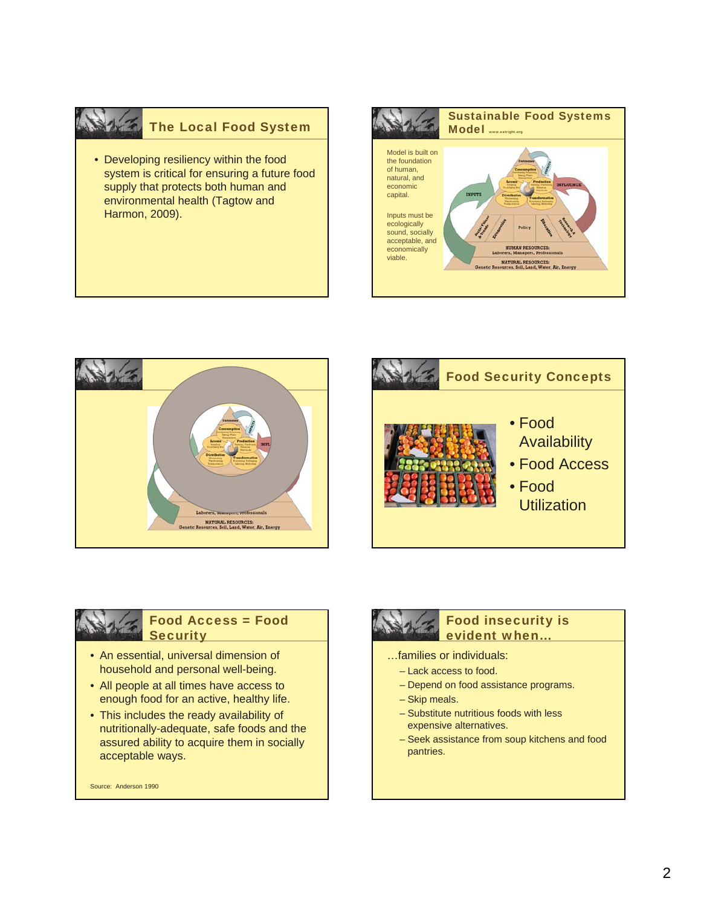## The Local Food System

- Developing resiliency within the food system is critical for ensuring a future food supply that protects both human and environmental health (Tagtow and Harmon, 2009).

## Sustainable Food Systems Model www.eatright.org

Model is built on the foundation of human, natural, and economic capital.

Inputs must be ecologically sound, socially acceptable, and economically viable.

## Food Security Concepts

- Food Availability
- Food Access
- Food Utilization

## Food Access = Food Security

- An essential, universal dimension of household and personal well-being.
- All people at all times have access to enough food for an active, healthy life.
- This includes the ready availability of nutritionally-adequate, safe foods and the assured ability to acquire them in socially acceptable ways.

Source: Anderson 1990

## Food insecurity is evident when…

…families or individuals:

- Lack access to food.
- Depend on food assistance programs.
- Skip meals.
- Substitute nutritious foods with less expensive alternatives.
- Seek assistance from soup kitchens and food pantries.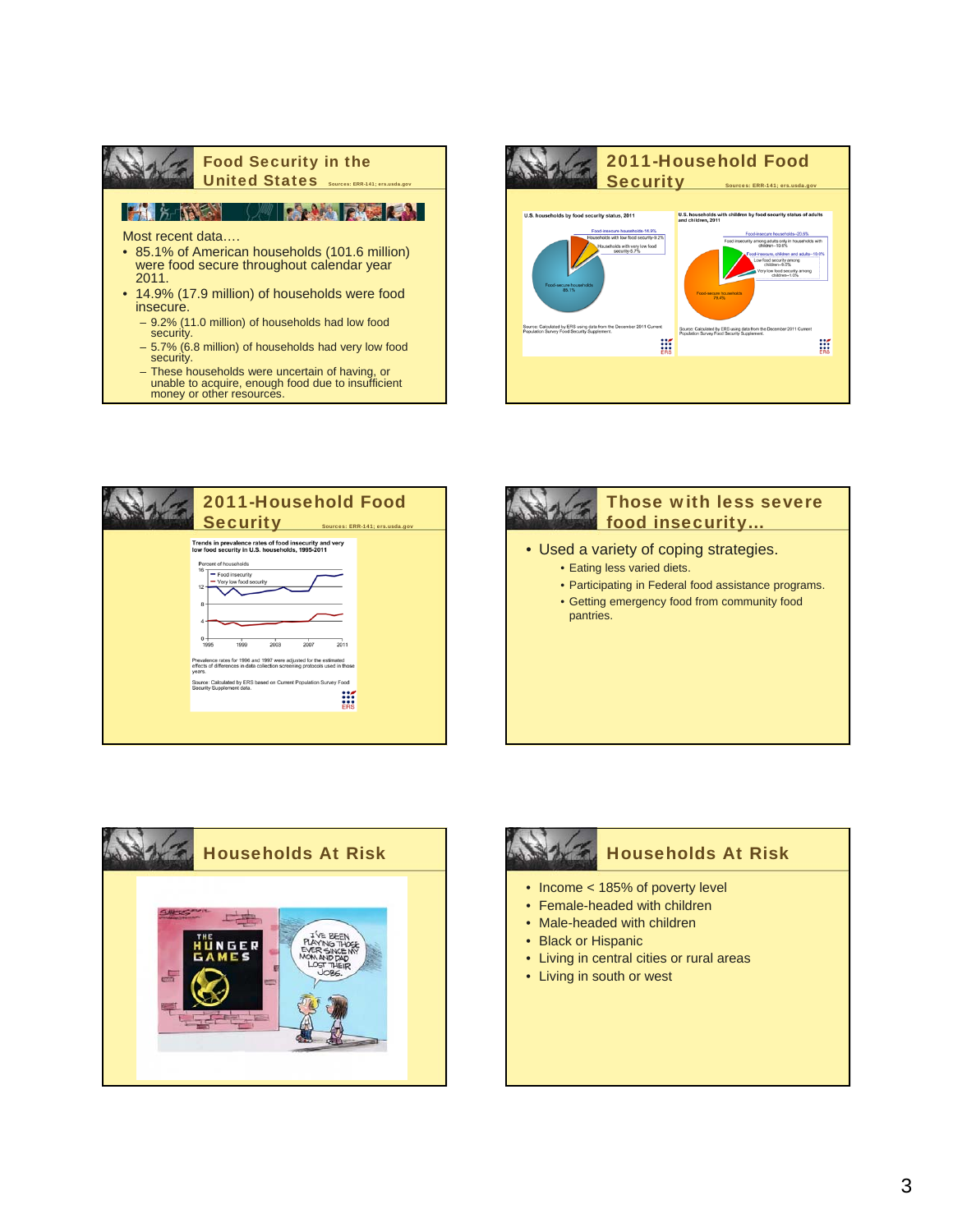## Food Security in the United States

Sources: ERR-141; ers.usda.gov

Most recent data….

- 85.1% of American households (101.6 million) were food secure throughout calendar year 2011.
- 14.9% (17.9 million) of households were food insecure.
  - 9.2% (11.0 million) of households had low food security.
  - 5.7% (6.8 million) of households had very low food security.
  - These households were uncertain of having, or unable to acquire, enough food due to insufficient money or other resources.

## 2011-Household Food Security

Sources: ERR-141; ers.usda.gov

U.S. households by food security status, 2011

- Food-insecure households–14.9%
- Households with low food security–9.2%
- Households with very low food security–5.7%
- Food-secure households 85.1%

Source: Calculated by ERS using data from the December 2011 Current Population Survey Food Security Supplement.

U.S. households with children by food security status of adults and children, 2011

- Food-insecure households–20.6%
- Food insecurity among adults only in households with children–10.6%
- Food-insecure, children and adults–10.0%
- Low food security among children–9.0%
- Very low food security among children–1.0%
- Food-secure households 79.4%

Source: Calculated by ERS using data from the December 2011 Current Population Survey Food Security Supplement.

## 2011-Household Food Security

Sources: ERR-141; ers.usda.gov

Trends in prevalence rates of food insecurity and very low food security in U.S. households, 1995-2011

Percent of households

- Food insecurity
- Very low food security

Prevalence rates for 1996 and 1997 were adjusted for the estimated effects of differences in data collection screening protocols used in those years.

Source: Calculated by ERS based on Current Population Survey Food Security Supplement data.

## Those with less severe food insecurity…

- Used a variety of coping strategies.
  - Eating less varied diets.
  - Participating in Federal food assistance programs.
  - Getting emergency food from community food pantries.

## Households At Risk

## Households At Risk

- Income < 185% of poverty level
- Female-headed with children
- Male-headed with children
- Black or Hispanic
- Living in central cities or rural areas
- Living in south or west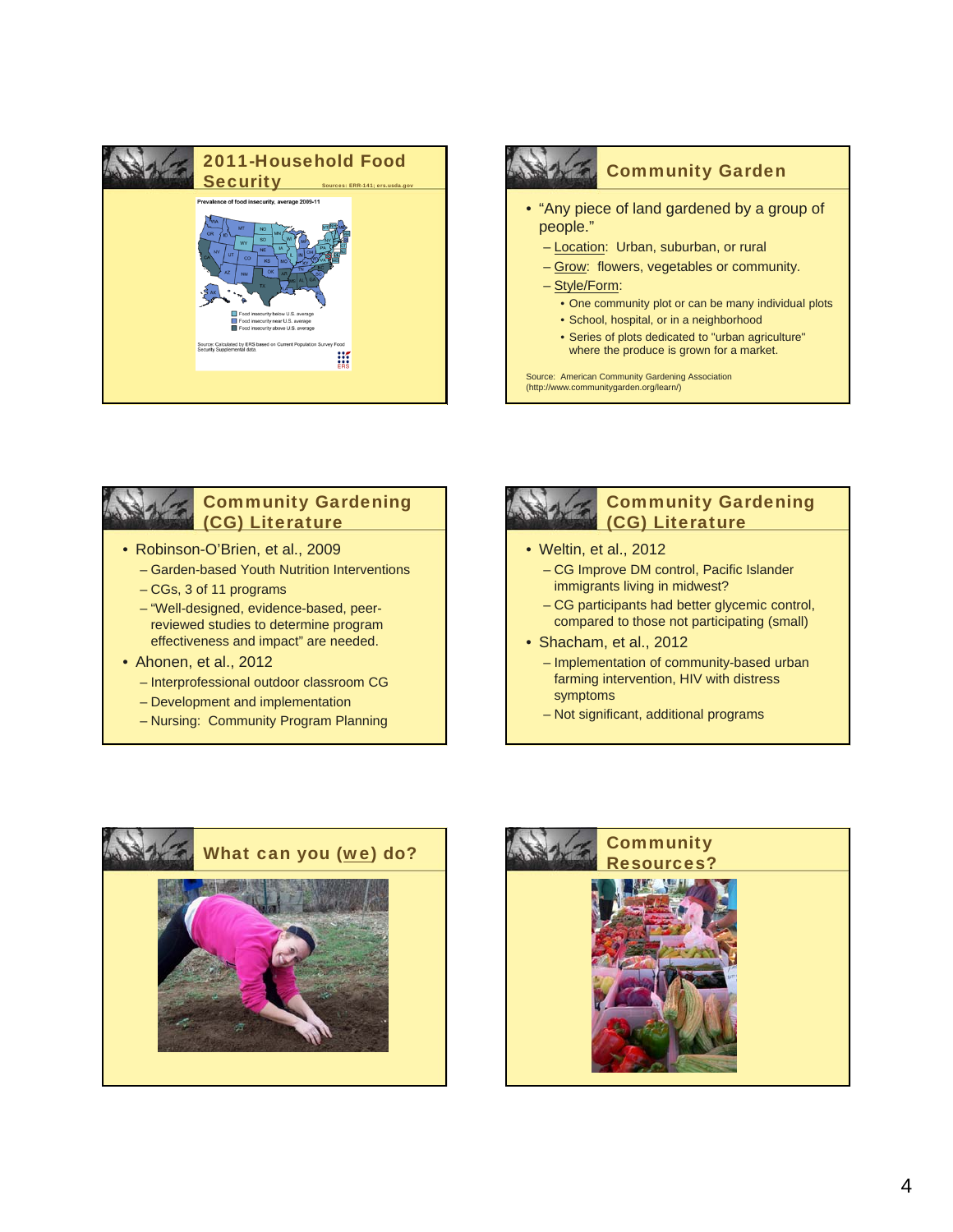## 2011-Household Food Security

Sources: ERR-141; ers.usda.gov

Prevalence of food insecurity, average 2009-11

- Food insecurity below U.S. average
- Food insecurity near U.S. average
- Food insecurity above U.S. average

Source: Calculated by ERS based on Current Population Survey Food Security Supplemental data.

## Community Garden

- "Any piece of land gardened by a group of people."
  - Location: Urban, suburban, or rural
  - Grow: flowers, vegetables or community.
  - Style/Form:
    - One community plot or can be many individual plots
    - School, hospital, or in a neighborhood
    - Series of plots dedicated to "urban agriculture" where the produce is grown for a market.

Source: American Community Gardening Association (http://www.communitygarden.org/learn/)

## Community Gardening (CG) Literature

- Robinson-O'Brien, et al., 2009
  - Garden-based Youth Nutrition Interventions
  - CGs, 3 of 11 programs
  - "Well-designed, evidence-based, peer-reviewed studies to determine program effectiveness and impact" are needed.
- Ahonen, et al., 2012
  - Interprofessional outdoor classroom CG
  - Development and implementation
  - Nursing: Community Program Planning

## Community Gardening (CG) Literature

- Weltin, et al., 2012
  - CG Improve DM control, Pacific Islander immigrants living in midwest?
  - CG participants had better glycemic control, compared to those not participating (small)
- Shacham, et al., 2012
  - Implementation of community-based urban farming intervention, HIV with distress symptoms
  - Not significant, additional programs

## What can you (we) do?

## Community Resources?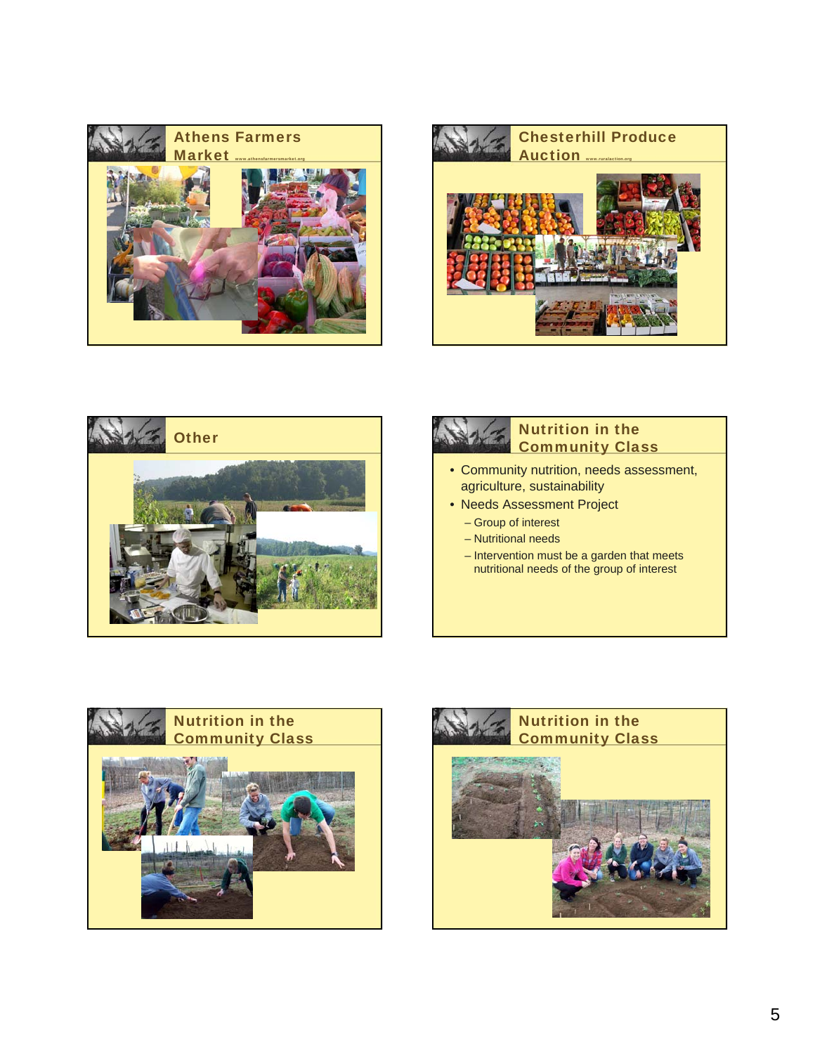## Athens Farmers Market

www.athensfarmersmarket.org

## Chesterhill Produce Auction

www.ruralaction.org

## Other

## Nutrition in the Community Class

- Community nutrition, needs assessment, agriculture, sustainability
- Needs Assessment Project
  - Group of interest
  - Nutritional needs
  - Intervention must be a garden that meets nutritional needs of the group of interest

## Nutrition in the Community Class

## Nutrition in the Community Class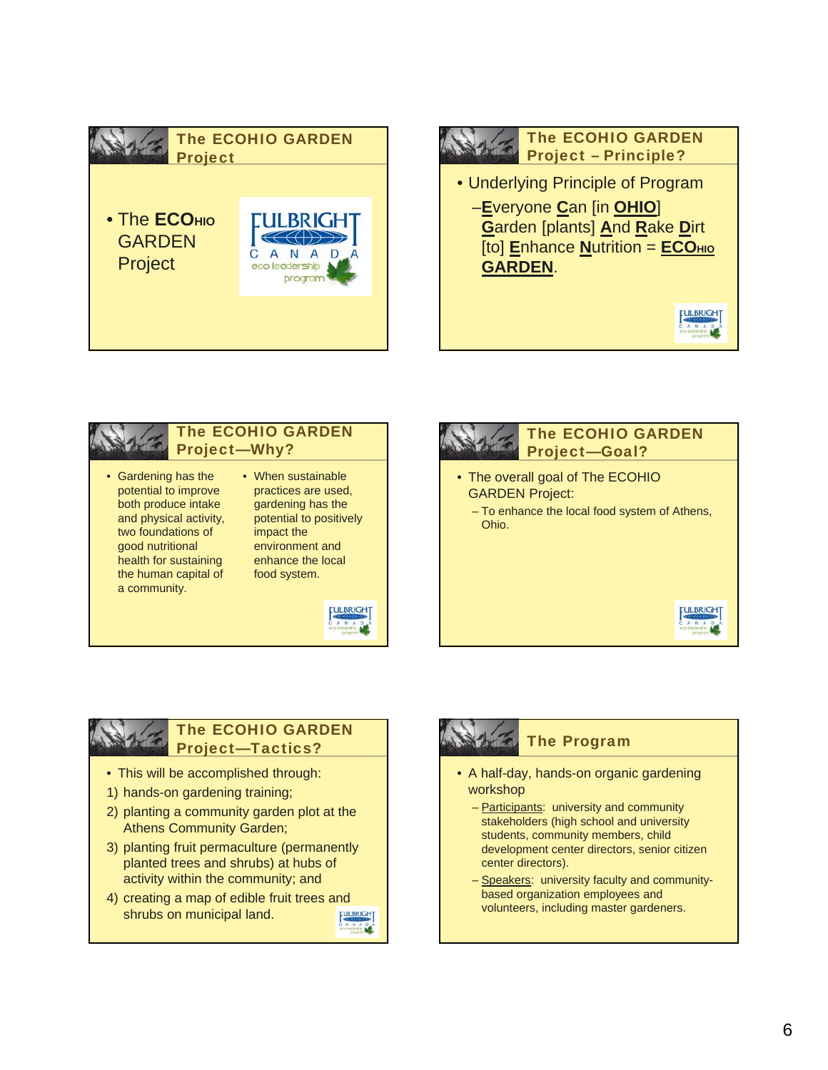## The ECOHIO GARDEN Project

- The ECOHIO GARDEN Project

## The ECOHIO GARDEN Project – Principle?

- Underlying Principle of Program
  - **E**veryone **C**an [in **OHIO**] **G**arden [plants] **A**nd **R**ake **D**irt [to] **E**nhance **N**utrition = **ECOHIO GARDEN**.

## The ECOHIO GARDEN Project—Why?

- Gardening has the potential to improve both produce intake and physical activity, two foundations of good nutritional health for sustaining the human capital of a community.
- When sustainable practices are used, gardening has the potential to positively impact the environment and enhance the local food system.

## The ECOHIO GARDEN Project—Goal?

- The overall goal of The ECOHIO GARDEN Project:
  - To enhance the local food system of Athens, Ohio.

## The ECOHIO GARDEN Project—Tactics?

- This will be accomplished through:

1) hands-on gardening training;
2) planting a community garden plot at the Athens Community Garden;
3) planting fruit permaculture (permanently planted trees and shrubs) at hubs of activity within the community; and
4) creating a map of edible fruit trees and shrubs on municipal land.

## The Program

- A half-day, hands-on organic gardening workshop
  - Participants: university and community stakeholders (high school and university students, community members, child development center directors, senior citizen center directors).
  - Speakers: university faculty and community-based organization employees and volunteers, including master gardeners.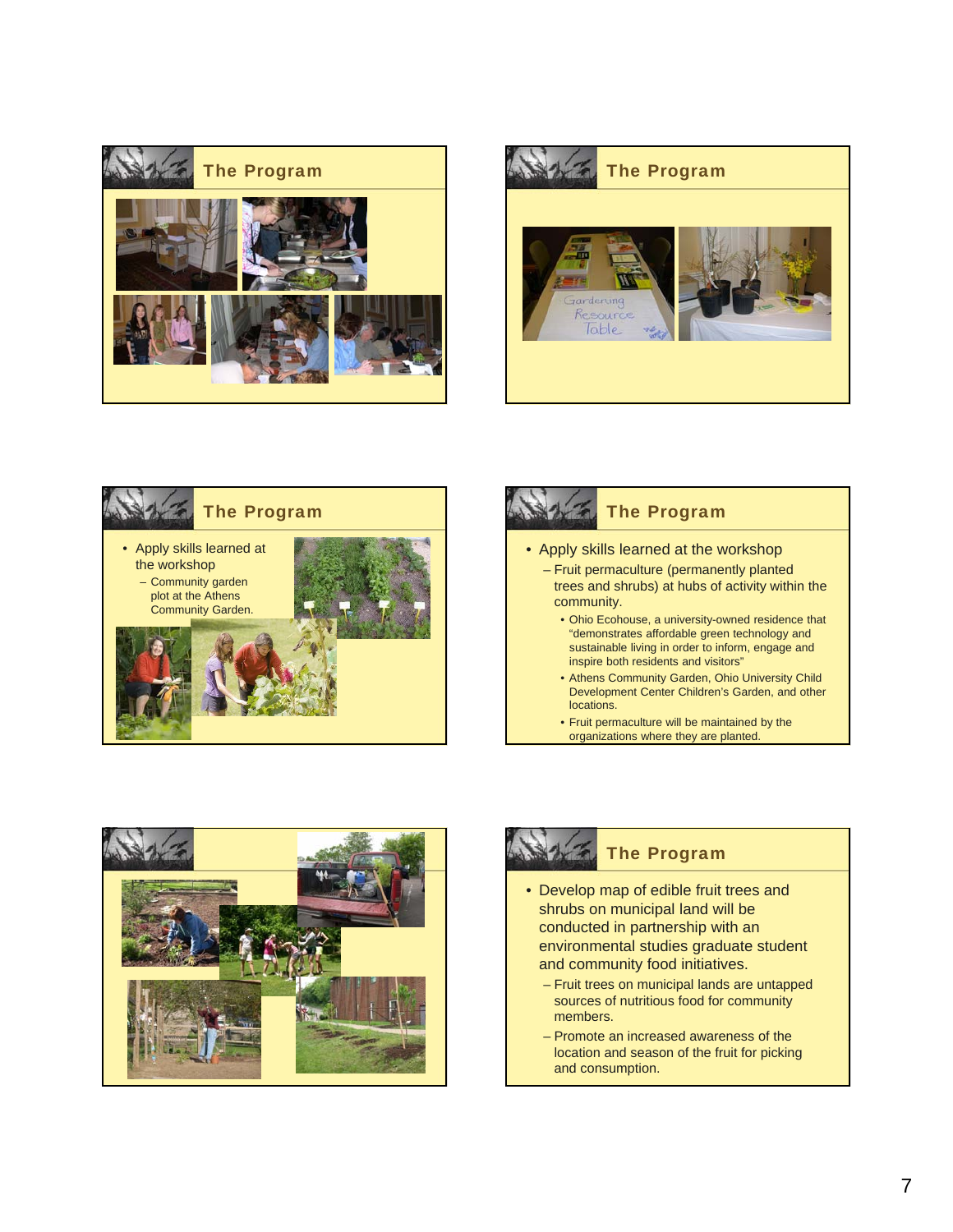## The Program

## The Program

Gardening Resource Table

## The Program

- Apply skills learned at the workshop
  - Community garden plot at the Athens Community Garden.

## The Program

- Apply skills learned at the workshop
  - Fruit permaculture (permanently planted trees and shrubs) at hubs of activity within the community.
    - Ohio Ecohouse, a university-owned residence that "demonstrates affordable green technology and sustainable living in order to inform, engage and inspire both residents and visitors"
    - Athens Community Garden, Ohio University Child Development Center Children's Garden, and other locations.
    - Fruit permaculture will be maintained by the organizations where they are planted.

## The Program

- Develop map of edible fruit trees and shrubs on municipal land will be conducted in partnership with an environmental studies graduate student and community food initiatives.
  - Fruit trees on municipal lands are untapped sources of nutritious food for community members.
  - Promote an increased awareness of the location and season of the fruit for picking and consumption.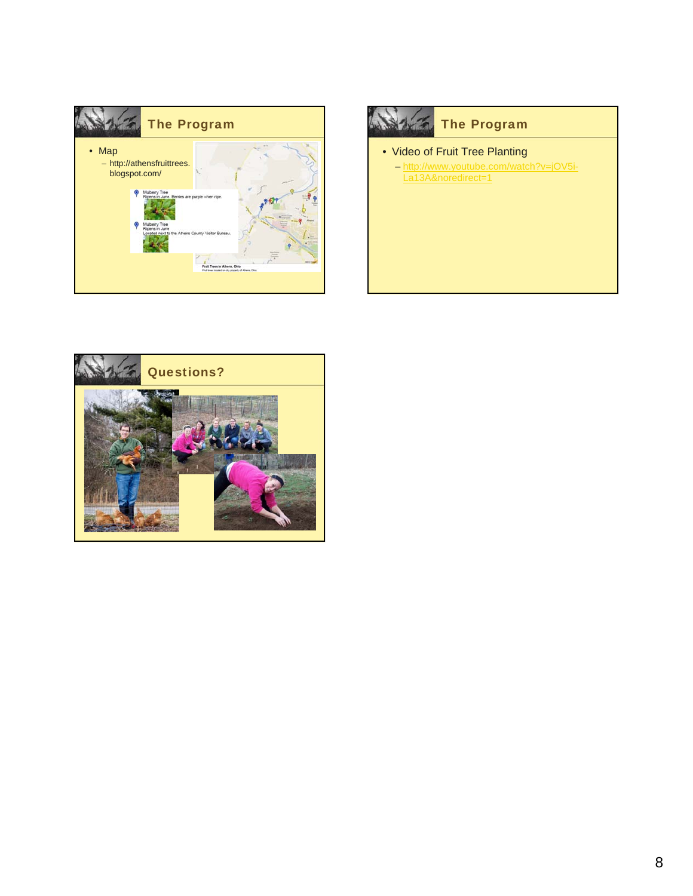## The Program

- Map
  - http://athensfruittrees.blogspot.com/

Mulberry Tree
Ripens in June. Berries are purple when ripe.

Mulberry Tree
Ripens in June
Located next to the Athens County Visitor Bureau.

Fruit Trees in Athens, Ohio

## The Program

- Video of Fruit Tree Planting
  - http://www.youtube.com/watch?v=jOV5i-La13A&noredirect=1

## Questions?